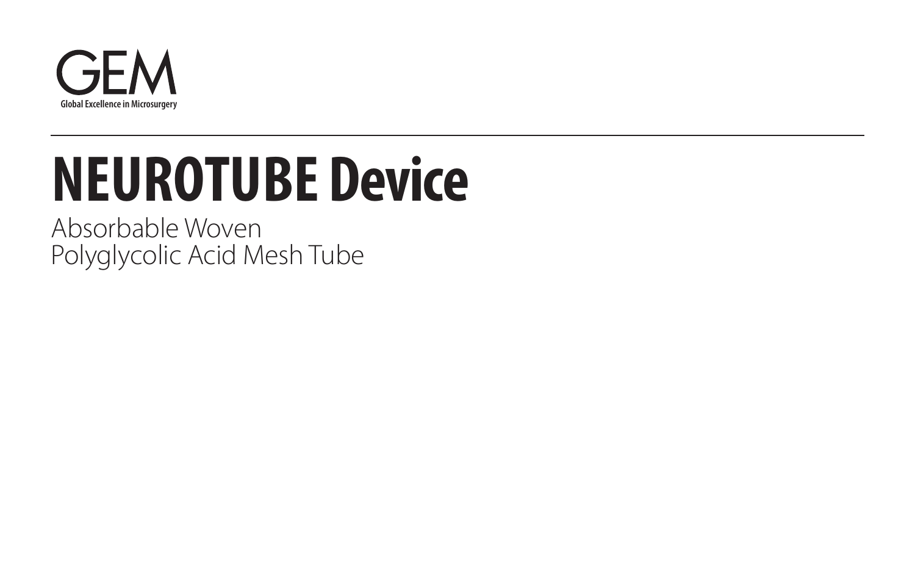GEM

Global Excellence in Microsurgery

---

# NEUROTUBE Device

Absorbable Woven
Polyglycolic Acid Mesh Tube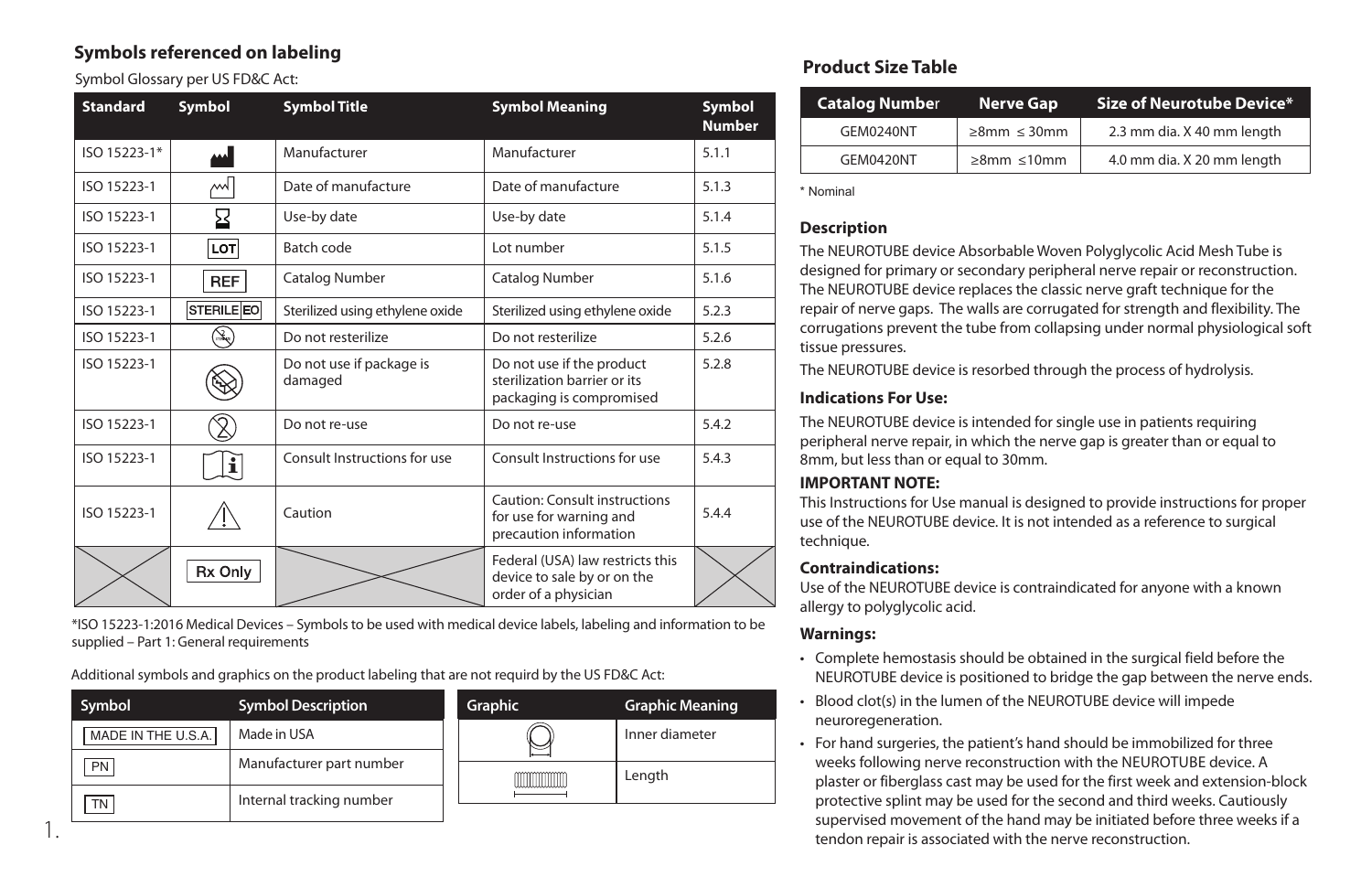## Symbols referenced on labeling

Symbol Glossary per US FD&C Act:

| Standard | Symbol | Symbol Title | Symbol Meaning | Symbol Number |
|---|---|---|---|---|
| ISO 15223-1* | | Manufacturer | Manufacturer | 5.1.1 |
| ISO 15223-1 | | Date of manufacture | Date of manufacture | 5.1.3 |
| ISO 15223-1 | | Use-by date | Use-by date | 5.1.4 |
| ISO 15223-1 | LOT | Batch code | Lot number | 5.1.5 |
| ISO 15223-1 | REF | Catalog Number | Catalog Number | 5.1.6 |
| ISO 15223-1 | STERILE EO | Sterilized using ethylene oxide | Sterilized using ethylene oxide | 5.2.3 |
| ISO 15223-1 | | Do not resterilize | Do not resterilize | 5.2.6 |
| ISO 15223-1 | | Do not use if package is damaged | Do not use if the product sterilization barrier or its packaging is compromised | 5.2.8 |
| ISO 15223-1 | | Do not re-use | Do not re-use | 5.4.2 |
| ISO 15223-1 | | Consult Instructions for use | Consult Instructions for use | 5.4.3 |
| ISO 15223-1 | | Caution | Caution: Consult instructions for use for warning and precaution information | 5.4.4 |
| | Rx Only | | Federal (USA) law restricts this device to sale by or on the order of a physician | |

*ISO 15223-1:2016 Medical Devices – Symbols to be used with medical device labels, labeling and information to be supplied – Part 1: General requirements

Additional symbols and graphics on the product labeling that are not requird by the US FD&C Act:

| Symbol | Symbol Description |
|---|---|
| MADE IN THE U.S.A. | Made in USA |
| PN | Manufacturer part number |
| TN | Internal tracking number |

| Graphic | Graphic Meaning |
|---|---|
| | Inner diameter |
| | Length |

## Product Size Table

| Catalog Number | Nerve Gap | Size of Neurotube Device* |
|---|---|---|
| GEM0240NT | ≥8mm ≤ 30mm | 2.3 mm dia. X 40 mm length |
| GEM0420NT | ≥8mm ≤10mm | 4.0 mm dia. X 20 mm length |

\* Nominal

### Description

The NEUROTUBE device Absorbable Woven Polyglycolic Acid Mesh Tube is designed for primary or secondary peripheral nerve repair or reconstruction. The NEUROTUBE device replaces the classic nerve graft technique for the repair of nerve gaps. The walls are corrugated for strength and flexibility. The corrugations prevent the tube from collapsing under normal physiological soft tissue pressures.

The NEUROTUBE device is resorbed through the process of hydrolysis.

### Indications For Use:

The NEUROTUBE device is intended for single use in patients requiring peripheral nerve repair, in which the nerve gap is greater than or equal to 8mm, but less than or equal to 30mm.

**IMPORTANT NOTE:**

This Instructions for Use manual is designed to provide instructions for proper use of the NEUROTUBE device. It is not intended as a reference to surgical technique.

### Contraindications:

Use of the NEUROTUBE device is contraindicated for anyone with a known allergy to polyglycolic acid.

### Warnings:

- Complete hemostasis should be obtained in the surgical field before the NEUROTUBE device is positioned to bridge the gap between the nerve ends.
- Blood clot(s) in the lumen of the NEUROTUBE device will impede neuroregeneration.
- For hand surgeries, the patient's hand should be immobilized for three weeks following nerve reconstruction with the NEUROTUBE device. A plaster or fiberglass cast may be used for the first week and extension-block protective splint may be used for the second and third weeks. Cautiously supervised movement of the hand may be initiated before three weeks if a tendon repair is associated with the nerve reconstruction.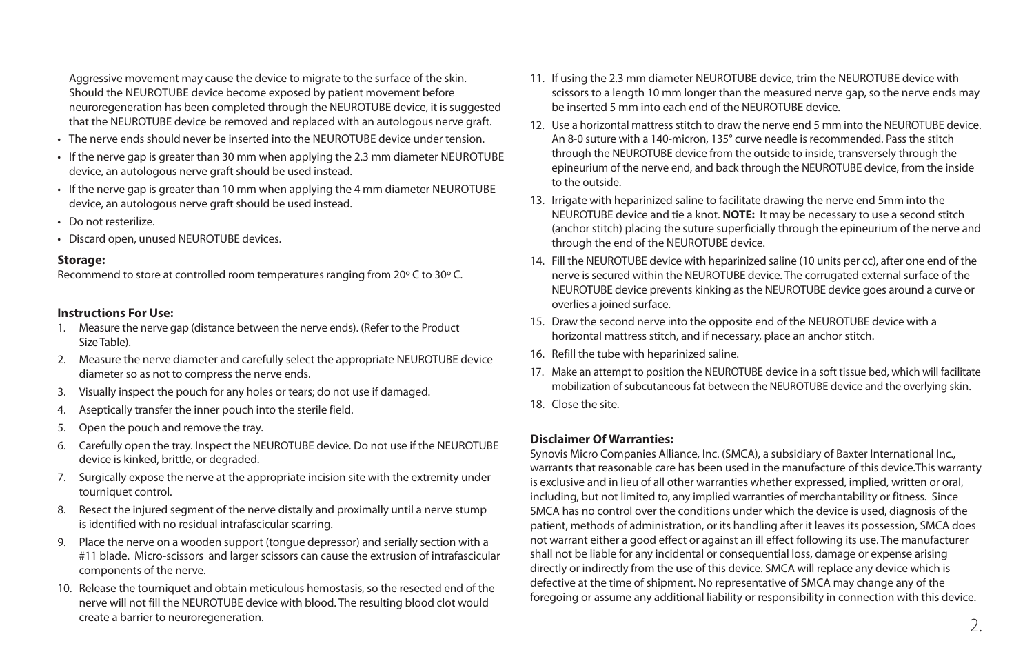Aggressive movement may cause the device to migrate to the surface of the skin. Should the NEUROTUBE device become exposed by patient movement before neuroregeneration has been completed through the NEUROTUBE device, it is suggested that the NEUROTUBE device be removed and replaced with an autologous nerve graft.

- The nerve ends should never be inserted into the NEUROTUBE device under tension.
- If the nerve gap is greater than 30 mm when applying the 2.3 mm diameter NEUROTUBE device, an autologous nerve graft should be used instead.
- If the nerve gap is greater than 10 mm when applying the 4 mm diameter NEUROTUBE device, an autologous nerve graft should be used instead.
- Do not resterilize.
- Discard open, unused NEUROTUBE devices.

**Storage:**

Recommend to store at controlled room temperatures ranging from 20º C to 30º C.

**Instructions For Use:**

1. Measure the nerve gap (distance between the nerve ends). (Refer to the Product Size Table).
2. Measure the nerve diameter and carefully select the appropriate NEUROTUBE device diameter so as not to compress the nerve ends.
3. Visually inspect the pouch for any holes or tears; do not use if damaged.
4. Aseptically transfer the inner pouch into the sterile field.
5. Open the pouch and remove the tray.
6. Carefully open the tray. Inspect the NEUROTUBE device. Do not use if the NEUROTUBE device is kinked, brittle, or degraded.
7. Surgically expose the nerve at the appropriate incision site with the extremity under tourniquet control.
8. Resect the injured segment of the nerve distally and proximally until a nerve stump is identified with no residual intrafascicular scarring.
9. Place the nerve on a wooden support (tongue depressor) and serially section with a #11 blade. Micro-scissors and larger scissors can cause the extrusion of intrafascicular components of the nerve.
10. Release the tourniquet and obtain meticulous hemostasis, so the resected end of the nerve will not fill the NEUROTUBE device with blood. The resulting blood clot would create a barrier to neuroregeneration.
11. If using the 2.3 mm diameter NEUROTUBE device, trim the NEUROTUBE device with scissors to a length 10 mm longer than the measured nerve gap, so the nerve ends may be inserted 5 mm into each end of the NEUROTUBE device.
12. Use a horizontal mattress stitch to draw the nerve end 5 mm into the NEUROTUBE device. An 8-0 suture with a 140-micron, 135° curve needle is recommended. Pass the stitch through the NEUROTUBE device from the outside to inside, transversely through the epineurium of the nerve end, and back through the NEUROTUBE device, from the inside to the outside.
13. Irrigate with heparinized saline to facilitate drawing the nerve end 5mm into the NEUROTUBE device and tie a knot. **NOTE:** It may be necessary to use a second stitch (anchor stitch) placing the suture superficially through the epineurium of the nerve and through the end of the NEUROTUBE device.
14. Fill the NEUROTUBE device with heparinized saline (10 units per cc), after one end of the nerve is secured within the NEUROTUBE device. The corrugated external surface of the NEUROTUBE device prevents kinking as the NEUROTUBE device goes around a curve or overlies a joined surface.
15. Draw the second nerve into the opposite end of the NEUROTUBE device with a horizontal mattress stitch, and if necessary, place an anchor stitch.
16. Refill the tube with heparinized saline.
17. Make an attempt to position the NEUROTUBE device in a soft tissue bed, which will facilitate mobilization of subcutaneous fat between the NEUROTUBE device and the overlying skin.
18. Close the site.

**Disclaimer Of Warranties:**

Synovis Micro Companies Alliance, Inc. (SMCA), a subsidiary of Baxter International Inc., warrants that reasonable care has been used in the manufacture of this device.This warranty is exclusive and in lieu of all other warranties whether expressed, implied, written or oral, including, but not limited to, any implied warranties of merchantability or fitness. Since SMCA has no control over the conditions under which the device is used, diagnosis of the patient, methods of administration, or its handling after it leaves its possession, SMCA does not warrant either a good effect or against an ill effect following its use. The manufacturer shall not be liable for any incidental or consequential loss, damage or expense arising directly or indirectly from the use of this device. SMCA will replace any device which is defective at the time of shipment. No representative of SMCA may change any of the foregoing or assume any additional liability or responsibility in connection with this device.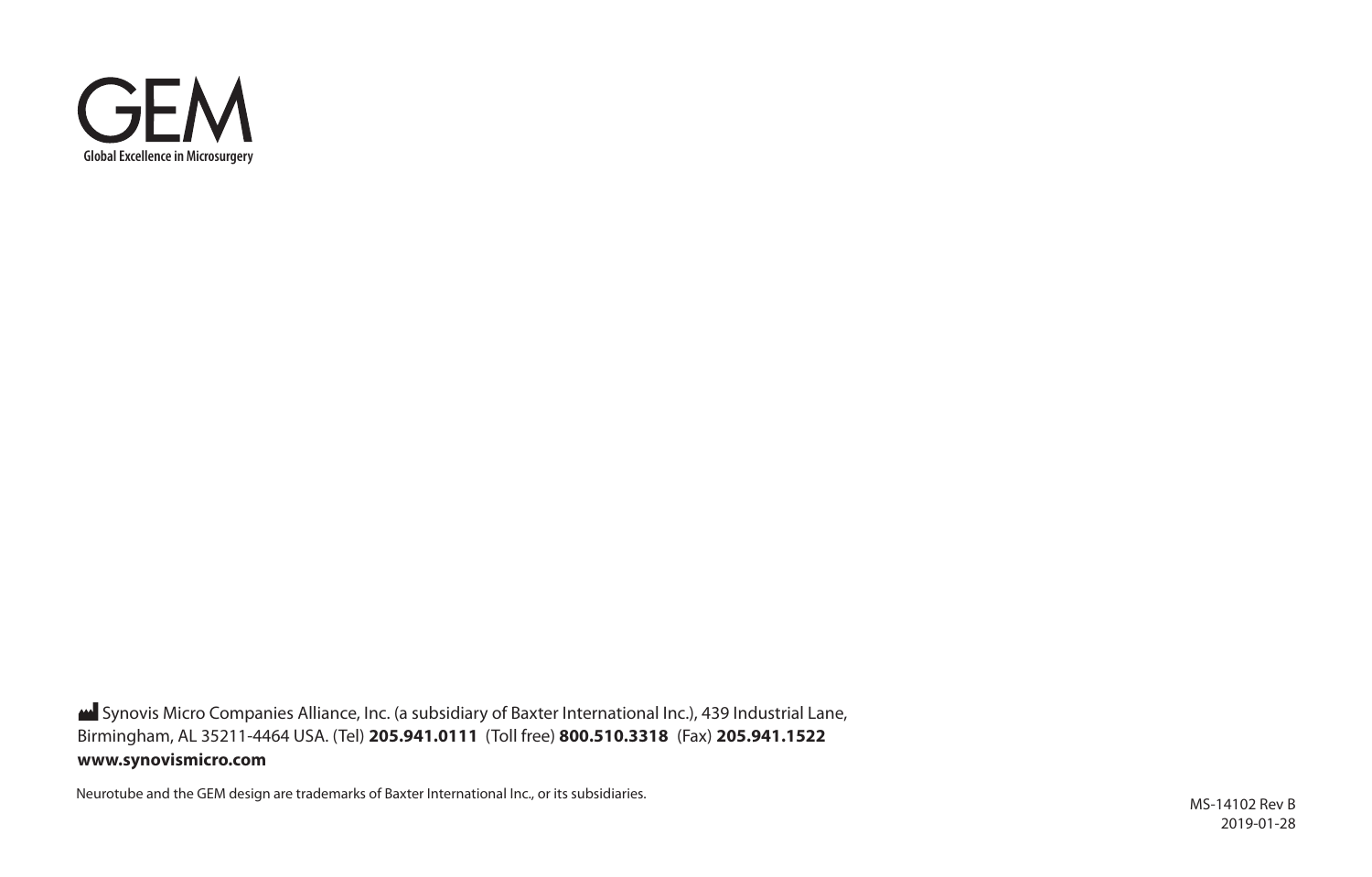GEM

Global Excellence in Microsurgery

Synovis Micro Companies Alliance, Inc. (a subsidiary of Baxter International Inc.), 439 Industrial Lane, Birmingham, AL 35211-4464 USA. (Tel) **205.941.0111** (Toll free) **800.510.3318** (Fax) **205.941.1522**
**www.synovismicro.com**

Neurotube and the GEM design are trademarks of Baxter International Inc., or its subsidiaries.

MS-14102 Rev B
2019-01-28